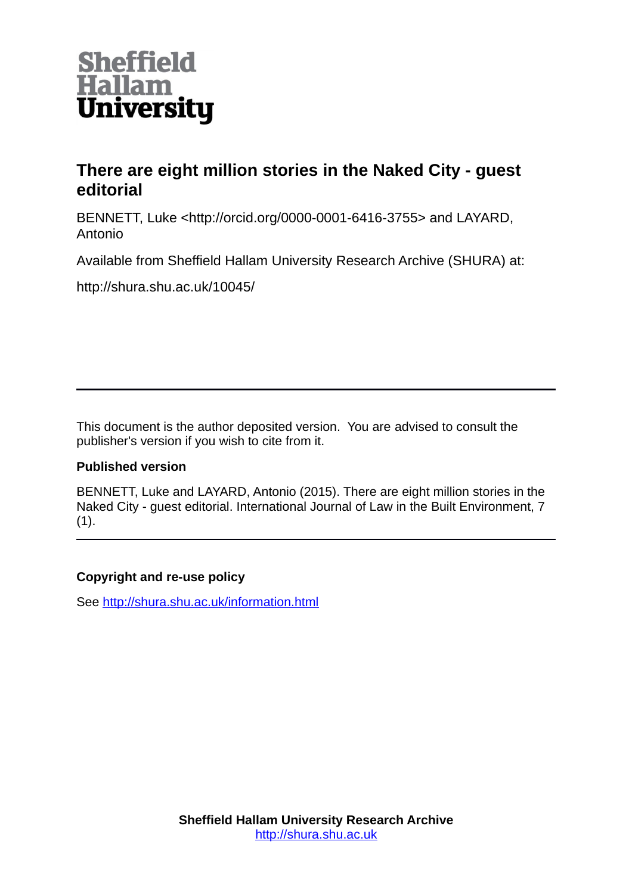Sheffield Hallam University

# There are eight million stories in the Naked City - guest editorial

BENNETT, Luke <http://orcid.org/0000-0001-6416-3755> and LAYARD, Antonio

Available from Sheffield Hallam University Research Archive (SHURA) at:

http://shura.shu.ac.uk/10045/

---

This document is the author deposited version. You are advised to consult the publisher's version if you wish to cite from it.

**Published version**

BENNETT, Luke and LAYARD, Antonio (2015). There are eight million stories in the Naked City - guest editorial. International Journal of Law in the Built Environment, 7 (1).

---

**Copyright and re-use policy**

See http://shura.shu.ac.uk/information.html

**Sheffield Hallam University Research Archive**
http://shura.shu.ac.uk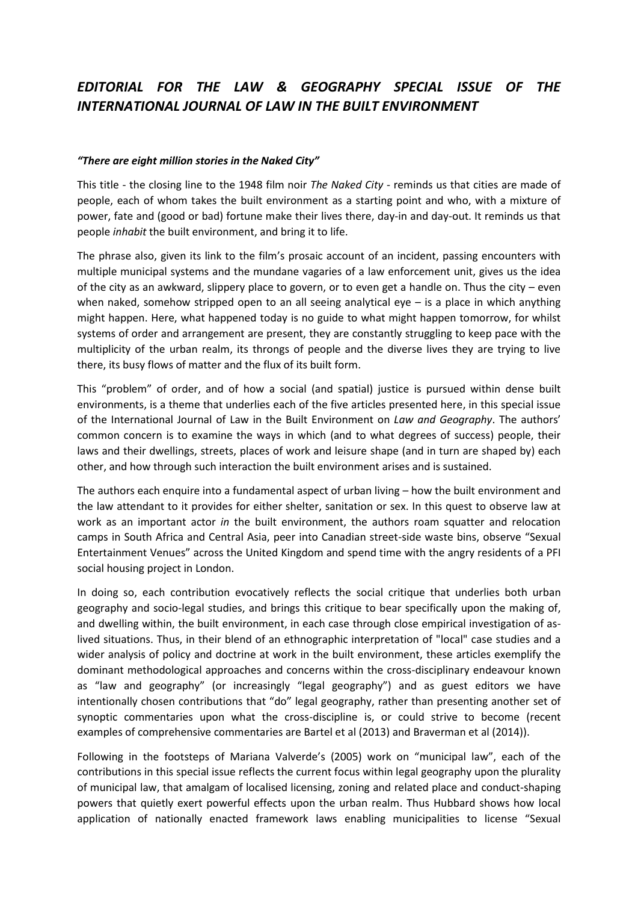# *EDITORIAL FOR THE LAW & GEOGRAPHY SPECIAL ISSUE OF THE INTERNATIONAL JOURNAL OF LAW IN THE BUILT ENVIRONMENT*

***"There are eight million stories in the Naked City"***

This title - the closing line to the 1948 film noir *The Naked City* - reminds us that cities are made of people, each of whom takes the built environment as a starting point and who, with a mixture of power, fate and (good or bad) fortune make their lives there, day-in and day-out. It reminds us that people *inhabit* the built environment, and bring it to life.

The phrase also, given its link to the film's prosaic account of an incident, passing encounters with multiple municipal systems and the mundane vagaries of a law enforcement unit, gives us the idea of the city as an awkward, slippery place to govern, or to even get a handle on. Thus the city – even when naked, somehow stripped open to an all seeing analytical eye – is a place in which anything might happen. Here, what happened today is no guide to what might happen tomorrow, for whilst systems of order and arrangement are present, they are constantly struggling to keep pace with the multiplicity of the urban realm, its throngs of people and the diverse lives they are trying to live there, its busy flows of matter and the flux of its built form.

This "problem" of order, and of how a social (and spatial) justice is pursued within dense built environments, is a theme that underlies each of the five articles presented here, in this special issue of the International Journal of Law in the Built Environment on *Law and Geography*. The authors' common concern is to examine the ways in which (and to what degrees of success) people, their laws and their dwellings, streets, places of work and leisure shape (and in turn are shaped by) each other, and how through such interaction the built environment arises and is sustained.

The authors each enquire into a fundamental aspect of urban living – how the built environment and the law attendant to it provides for either shelter, sanitation or sex. In this quest to observe law at work as an important actor *in* the built environment, the authors roam squatter and relocation camps in South Africa and Central Asia, peer into Canadian street-side waste bins, observe "Sexual Entertainment Venues" across the United Kingdom and spend time with the angry residents of a PFI social housing project in London.

In doing so, each contribution evocatively reflects the social critique that underlies both urban geography and socio-legal studies, and brings this critique to bear specifically upon the making of, and dwelling within, the built environment, in each case through close empirical investigation of as-lived situations. Thus, in their blend of an ethnographic interpretation of "local" case studies and a wider analysis of policy and doctrine at work in the built environment, these articles exemplify the dominant methodological approaches and concerns within the cross-disciplinary endeavour known as "law and geography" (or increasingly "legal geography") and as guest editors we have intentionally chosen contributions that "do" legal geography, rather than presenting another set of synoptic commentaries upon what the cross-discipline is, or could strive to become (recent examples of comprehensive commentaries are Bartel et al (2013) and Braverman et al (2014)).

Following in the footsteps of Mariana Valverde's (2005) work on "municipal law", each of the contributions in this special issue reflects the current focus within legal geography upon the plurality of municipal law, that amalgam of localised licensing, zoning and related place and conduct-shaping powers that quietly exert powerful effects upon the urban realm. Thus Hubbard shows how local application of nationally enacted framework laws enabling municipalities to license "Sexual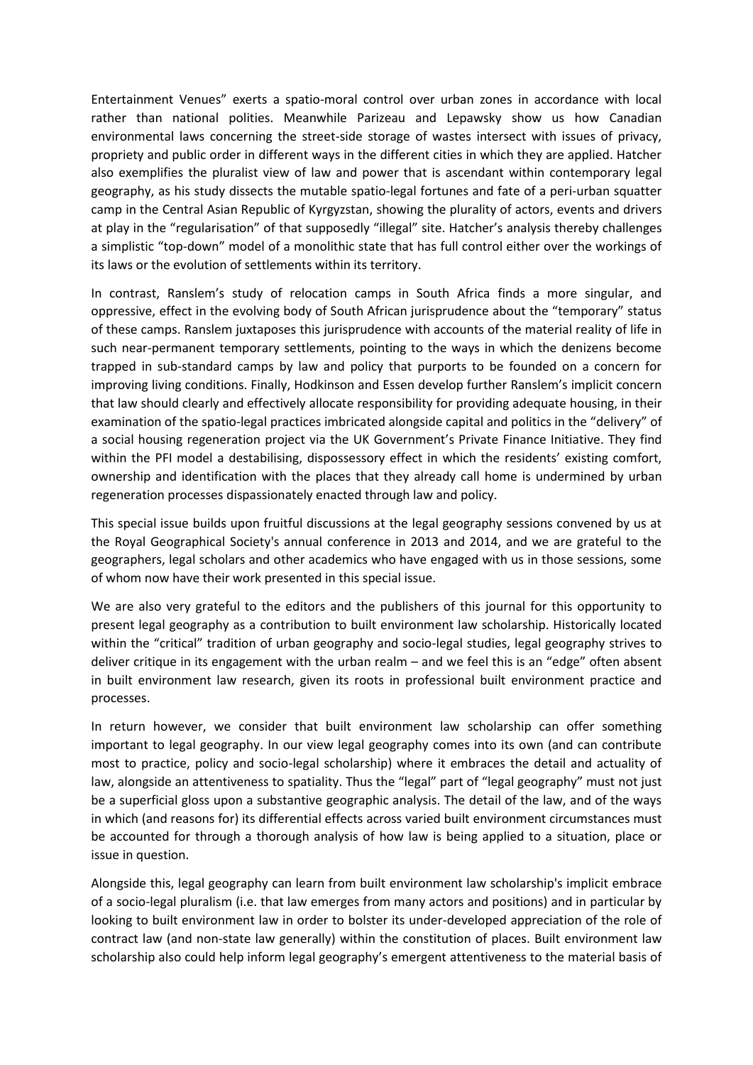Entertainment Venues" exerts a spatio-moral control over urban zones in accordance with local rather than national polities. Meanwhile Parizeau and Lepawsky show us how Canadian environmental laws concerning the street-side storage of wastes intersect with issues of privacy, propriety and public order in different ways in the different cities in which they are applied. Hatcher also exemplifies the pluralist view of law and power that is ascendant within contemporary legal geography, as his study dissects the mutable spatio-legal fortunes and fate of a peri-urban squatter camp in the Central Asian Republic of Kyrgyzstan, showing the plurality of actors, events and drivers at play in the "regularisation" of that supposedly "illegal" site. Hatcher's analysis thereby challenges a simplistic "top-down" model of a monolithic state that has full control either over the workings of its laws or the evolution of settlements within its territory.

In contrast, Ranslem's study of relocation camps in South Africa finds a more singular, and oppressive, effect in the evolving body of South African jurisprudence about the "temporary" status of these camps. Ranslem juxtaposes this jurisprudence with accounts of the material reality of life in such near-permanent temporary settlements, pointing to the ways in which the denizens become trapped in sub-standard camps by law and policy that purports to be founded on a concern for improving living conditions. Finally, Hodkinson and Essen develop further Ranslem's implicit concern that law should clearly and effectively allocate responsibility for providing adequate housing, in their examination of the spatio-legal practices imbricated alongside capital and politics in the "delivery" of a social housing regeneration project via the UK Government's Private Finance Initiative. They find within the PFI model a destabilising, dispossessory effect in which the residents' existing comfort, ownership and identification with the places that they already call home is undermined by urban regeneration processes dispassionately enacted through law and policy.

This special issue builds upon fruitful discussions at the legal geography sessions convened by us at the Royal Geographical Society's annual conference in 2013 and 2014, and we are grateful to the geographers, legal scholars and other academics who have engaged with us in those sessions, some of whom now have their work presented in this special issue.

We are also very grateful to the editors and the publishers of this journal for this opportunity to present legal geography as a contribution to built environment law scholarship. Historically located within the "critical" tradition of urban geography and socio-legal studies, legal geography strives to deliver critique in its engagement with the urban realm – and we feel this is an "edge" often absent in built environment law research, given its roots in professional built environment practice and processes.

In return however, we consider that built environment law scholarship can offer something important to legal geography. In our view legal geography comes into its own (and can contribute most to practice, policy and socio-legal scholarship) where it embraces the detail and actuality of law, alongside an attentiveness to spatiality. Thus the "legal" part of "legal geography" must not just be a superficial gloss upon a substantive geographic analysis. The detail of the law, and of the ways in which (and reasons for) its differential effects across varied built environment circumstances must be accounted for through a thorough analysis of how law is being applied to a situation, place or issue in question.

Alongside this, legal geography can learn from built environment law scholarship's implicit embrace of a socio-legal pluralism (i.e. that law emerges from many actors and positions) and in particular by looking to built environment law in order to bolster its under-developed appreciation of the role of contract law (and non-state law generally) within the constitution of places. Built environment law scholarship also could help inform legal geography's emergent attentiveness to the material basis of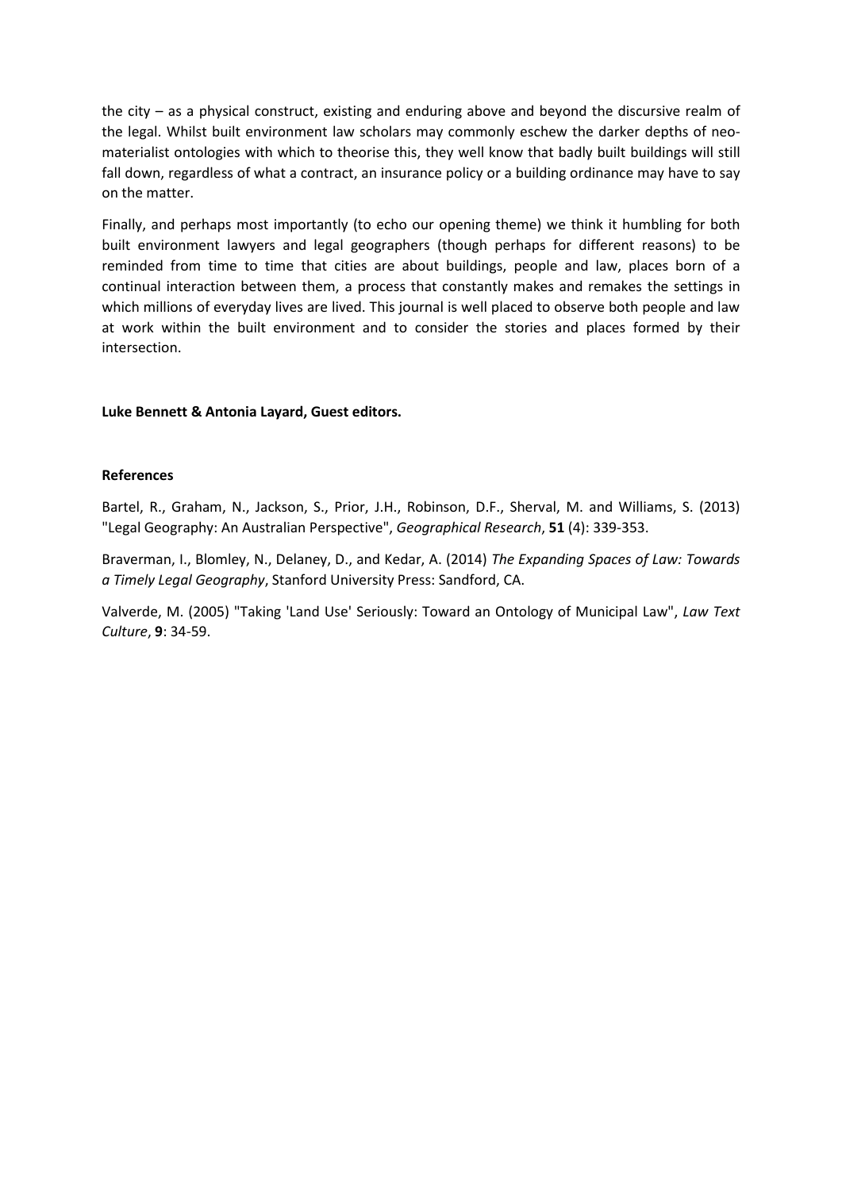the city – as a physical construct, existing and enduring above and beyond the discursive realm of the legal. Whilst built environment law scholars may commonly eschew the darker depths of neo-materialist ontologies with which to theorise this, they well know that badly built buildings will still fall down, regardless of what a contract, an insurance policy or a building ordinance may have to say on the matter.

Finally, and perhaps most importantly (to echo our opening theme) we think it humbling for both built environment lawyers and legal geographers (though perhaps for different reasons) to be reminded from time to time that cities are about buildings, people and law, places born of a continual interaction between them, a process that constantly makes and remakes the settings in which millions of everyday lives are lived. This journal is well placed to observe both people and law at work within the built environment and to consider the stories and places formed by their intersection.

**Luke Bennett & Antonia Layard, Guest editors.**

**References**

Bartel, R., Graham, N., Jackson, S., Prior, J.H., Robinson, D.F., Sherval, M. and Williams, S. (2013) "Legal Geography: An Australian Perspective", *Geographical Research*, **51** (4): 339-353.

Braverman, I., Blomley, N., Delaney, D., and Kedar, A. (2014) *The Expanding Spaces of Law: Towards a Timely Legal Geography*, Stanford University Press: Sandford, CA.

Valverde, M. (2005) "Taking 'Land Use' Seriously: Toward an Ontology of Municipal Law", *Law Text Culture*, **9**: 34-59.